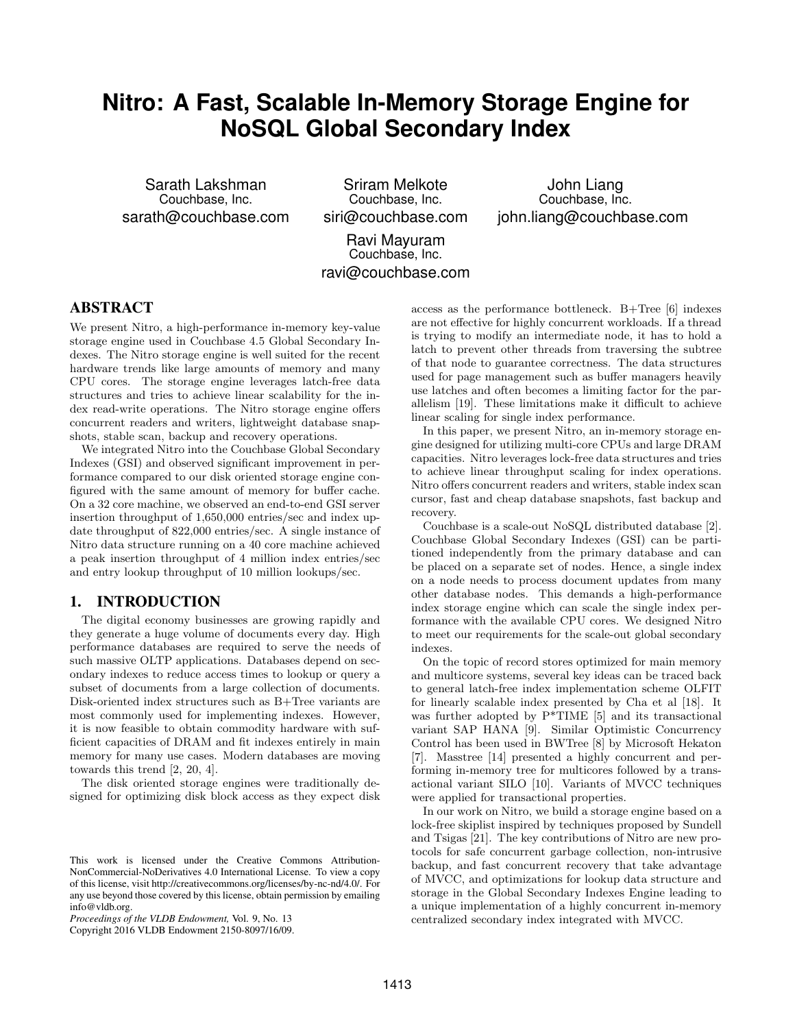# Nitro: A Fast, Scalable In-Memory Storage Engine for NoSQL Global Secondary Index

Sarath Lakshman
Couchbase, Inc.
sarath@couchbase.com

Sriram Melkote
Couchbase, Inc.
siri@couchbase.com

John Liang
Couchbase, Inc.
john.liang@couchbase.com

Ravi Mayuram
Couchbase, Inc.
ravi@couchbase.com

## ABSTRACT

We present Nitro, a high-performance in-memory key-value storage engine used in Couchbase 4.5 Global Secondary Indexes. The Nitro storage engine is well suited for the recent hardware trends like large amounts of memory and many CPU cores. The storage engine leverages latch-free data structures and tries to achieve linear scalability for the index read-write operations. The Nitro storage engine offers concurrent readers and writers, lightweight database snapshots, stable scan, backup and recovery operations.

We integrated Nitro into the Couchbase Global Secondary Indexes (GSI) and observed significant improvement in performance compared to our disk oriented storage engine configured with the same amount of memory for buffer cache. On a 32 core machine, we observed an end-to-end GSI server insertion throughput of 1,650,000 entries/sec and index update throughput of 822,000 entries/sec. A single instance of Nitro data structure running on a 40 core machine achieved a peak insertion throughput of 4 million index entries/sec and entry lookup throughput of 10 million lookups/sec.

## 1. INTRODUCTION

The digital economy businesses are growing rapidly and they generate a huge volume of documents every day. High performance databases are required to serve the needs of such massive OLTP applications. Databases depend on secondary indexes to reduce access times to lookup or query a subset of documents from a large collection of documents. Disk-oriented index structures such as B+Tree variants are most commonly used for implementing indexes. However, it is now feasible to obtain commodity hardware with sufficient capacities of DRAM and fit indexes entirely in main memory for many use cases. Modern databases are moving towards this trend [2, 20, 4].

The disk oriented storage engines were traditionally designed for optimizing disk block access as they expect disk access as the performance bottleneck. B+Tree [6] indexes are not effective for highly concurrent workloads. If a thread is trying to modify an intermediate node, it has to hold a latch to prevent other threads from traversing the subtree of that node to guarantee correctness. The data structures used for page management such as buffer managers heavily use latches and often becomes a limiting factor for the parallelism [19]. These limitations make it difficult to achieve linear scaling for single index performance.

In this paper, we present Nitro, an in-memory storage engine designed for utilizing multi-core CPUs and large DRAM capacities. Nitro leverages lock-free data structures and tries to achieve linear throughput scaling for index operations. Nitro offers concurrent readers and writers, stable index scan cursor, fast and cheap database snapshots, fast backup and recovery.

Couchbase is a scale-out NoSQL distributed database [2]. Couchbase Global Secondary Indexes (GSI) can be partitioned independently from the primary database and can be placed on a separate set of nodes. Hence, a single index on a node needs to process document updates from many other database nodes. This demands a high-performance index storage engine which can scale the single index performance with the available CPU cores. We designed Nitro to meet our requirements for the scale-out global secondary indexes.

On the topic of record stores optimized for main memory and multicore systems, several key ideas can be traced back to general latch-free index implementation scheme OLFIT for linearly scalable index presented by Cha et al [18]. It was further adopted by P*TIME [5] and its transactional variant SAP HANA [9]. Similar Optimistic Concurrency Control has been used in BWTree [8] by Microsoft Hekaton [7]. Masstree [14] presented a highly concurrent and performing in-memory tree for multicores followed by a transactional variant SILO [10]. Variants of MVCC techniques were applied for transactional properties.

In our work on Nitro, we build a storage engine based on a lock-free skiplist inspired by techniques proposed by Sundell and Tsigas [21]. The key contributions of Nitro are new protocols for safe concurrent garbage collection, non-intrusive backup, and fast concurrent recovery that take advantage of MVCC, and optimizations for lookup data structure and storage in the Global Secondary Indexes Engine leading to a unique implementation of a highly concurrent in-memory centralized secondary index integrated with MVCC.

This work is licensed under the Creative Commons Attribution-NonCommercial-NoDerivatives 4.0 International License. To view a copy of this license, visit http://creativecommons.org/licenses/by-nc-nd/4.0/. For any use beyond those covered by this license, obtain permission by emailing info@vldb.org.

*Proceedings of the VLDB Endowment,* Vol. 9, No. 13
Copyright 2016 VLDB Endowment 2150-8097/16/09.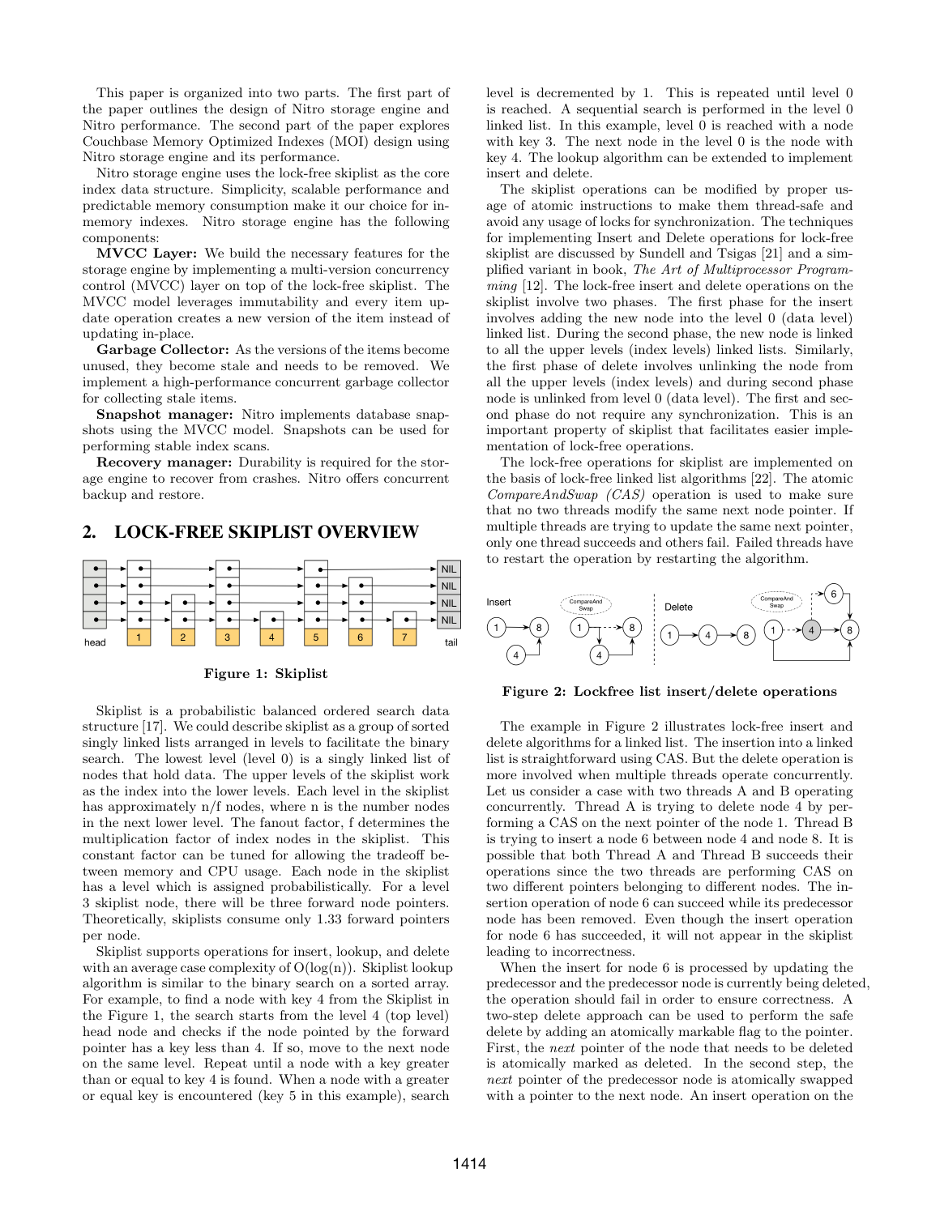This paper is organized into two parts. The first part of the paper outlines the design of Nitro storage engine and Nitro performance. The second part of the paper explores Couchbase Memory Optimized Indexes (MOI) design using Nitro storage engine and its performance.

Nitro storage engine uses the lock-free skiplist as the core index data structure. Simplicity, scalable performance and predictable memory consumption make it our choice for in-memory indexes. Nitro storage engine has the following components:

**MVCC Layer:** We build the necessary features for the storage engine by implementing a multi-version concurrency control (MVCC) layer on top of the lock-free skiplist. The MVCC model leverages immutability and every item update operation creates a new version of the item instead of updating in-place.

**Garbage Collector:** As the versions of the items become unused, they become stale and needs to be removed. We implement a high-performance concurrent garbage collector for collecting stale items.

**Snapshot manager:** Nitro implements database snapshots using the MVCC model. Snapshots can be used for performing stable index scans.

**Recovery manager:** Durability is required for the storage engine to recover from crashes. Nitro offers concurrent backup and restore.

## 2. LOCK-FREE SKIPLIST OVERVIEW

**Figure 1: Skiplist**

Skiplist is a probabilistic balanced ordered search data structure [17]. We could describe skiplist as a group of sorted singly linked lists arranged in levels to facilitate the binary search. The lowest level (level 0) is a singly linked list of nodes that hold data. The upper levels of the skiplist work as the index into the lower levels. Each level in the skiplist has approximately n/f nodes, where n is the number nodes in the next lower level. The fanout factor, f determines the multiplication factor of index nodes in the skiplist. This constant factor can be tuned for allowing the tradeoff between memory and CPU usage. Each node in the skiplist has a level which is assigned probabilistically. For a level 3 skiplist node, there will be three forward node pointers. Theoretically, skiplists consume only 1.33 forward pointers per node.

Skiplist supports operations for insert, lookup, and delete with an average case complexity of O(log(n)). Skiplist lookup algorithm is similar to the binary search on a sorted array. For example, to find a node with key 4 from the Skiplist in the Figure 1, the search starts from the level 4 (top level) head node and checks if the node pointed by the forward pointer has a key less than 4. If so, move to the next node on the same level. Repeat until a node with a key greater than or equal to key 4 is found. When a node with a greater or equal key is encountered (key 5 in this example), search level is decremented by 1. This is repeated until level 0 is reached. A sequential search is performed in the level 0 linked list. In this example, level 0 is reached with a node with key 3. The next node in the level 0 is the node with key 4. The lookup algorithm can be extended to implement insert and delete.

The skiplist operations can be modified by proper usage of atomic instructions to make them thread-safe and avoid any usage of locks for synchronization. The techniques for implementing Insert and Delete operations for lock-free skiplist are discussed by Sundell and Tsigas [21] and a simplified variant in book, *The Art of Multiprocessor Programming* [12]. The lock-free insert and delete operations on the skiplist involve two phases. The first phase for the insert involves adding the new node into the level 0 (data level) linked list. During the second phase, the new node is linked to all the upper levels (index levels) linked lists. Similarly, the first phase of delete involves unlinking the node from all the upper levels (index levels) and during second phase node is unlinked from level 0 (data level). The first and second phase do not require any synchronization. This is an important property of skiplist that facilitates easier implementation of lock-free operations.

The lock-free operations for skiplist are implemented on the basis of lock-free linked list algorithms [22]. The atomic *CompareAndSwap (CAS)* operation is used to make sure that no two threads modify the same next node pointer. If multiple threads are trying to update the same next pointer, only one thread succeeds and others fail. Failed threads have to restart the operation by restarting the algorithm.

**Figure 2: Lockfree list insert/delete operations**

The example in Figure 2 illustrates lock-free insert and delete algorithms for a linked list. The insertion into a linked list is straightforward using CAS. But the delete operation is more involved when multiple threads operate concurrently. Let us consider a case with two threads A and B operating concurrently. Thread A is trying to delete node 4 by performing a CAS on the next pointer of the node 1. Thread B is trying to insert a node 6 between node 4 and node 8. It is possible that both Thread A and Thread B succeeds their operations since the two threads are performing CAS on two different pointers belonging to different nodes. The insertion operation of node 6 can succeed while its predecessor node has been removed. Even though the insert operation for node 6 has succeeded, it will not appear in the skiplist leading to incorrectness.

When the insert for node 6 is processed by updating the predecessor and the predecessor node is currently being deleted, the operation should fail in order to ensure correctness. A two-step delete approach can be used to perform the safe delete by adding an atomically markable flag to the pointer. First, the *next* pointer of the node that needs to be deleted is atomically marked as deleted. In the second step, the *next* pointer of the predecessor node is atomically swapped with a pointer to the next node. An insert operation on the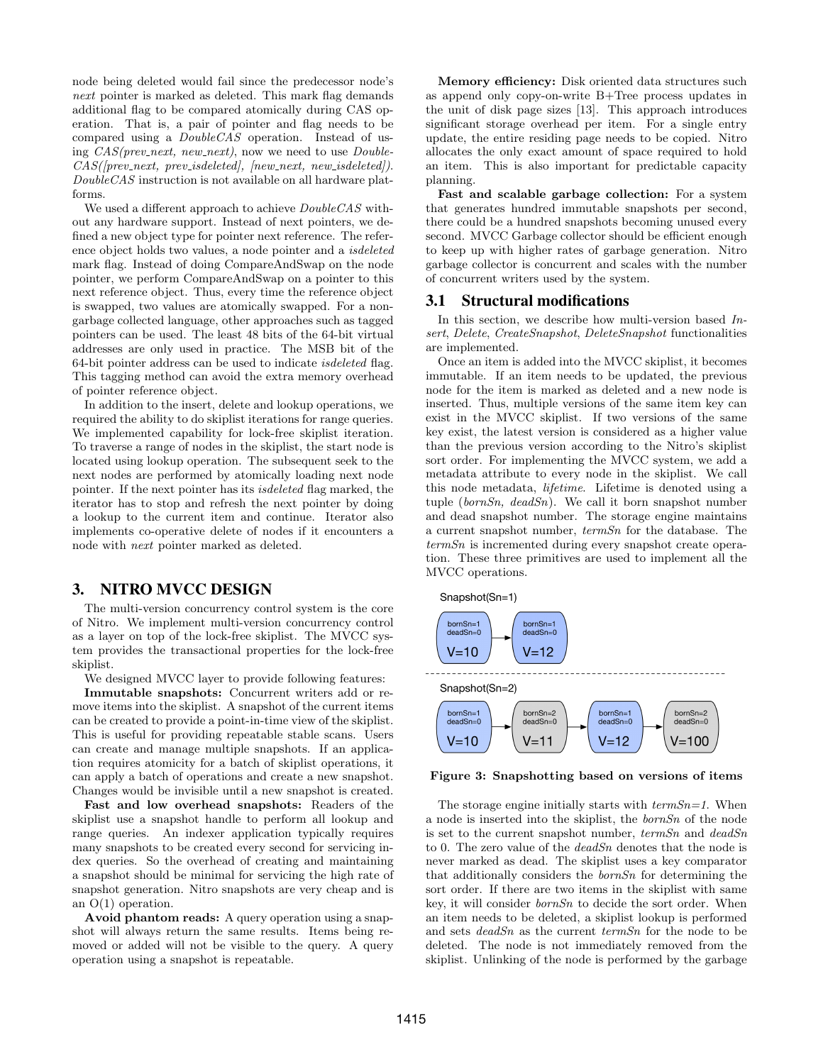node being deleted would fail since the predecessor node's *next* pointer is marked as deleted. This mark flag demands additional flag to be compared atomically during CAS operation. That is, a pair of pointer and flag needs to be compared using a *DoubleCAS* operation. Instead of using *CAS(prev_next, new_next)*, now we need to use *DoubleCAS([prev_next, prev_isdeleted], [new_next, new_isdeleted])*. *DoubleCAS* instruction is not available on all hardware platforms.

We used a different approach to achieve *DoubleCAS* without any hardware support. Instead of next pointers, we defined a new object type for pointer next reference. The reference object holds two values, a node pointer and a *isdeleted* mark flag. Instead of doing CompareAndSwap on the node pointer, we perform CompareAndSwap on a pointer to this next reference object. Thus, every time the reference object is swapped, two values are atomically swapped. For a non-garbage collected language, other approaches such as tagged pointers can be used. The least 48 bits of the 64-bit virtual addresses are only used in practice. The MSB bit of the 64-bit pointer address can be used to indicate *isdeleted* flag. This tagging method can avoid the extra memory overhead of pointer reference object.

In addition to the insert, delete and lookup operations, we required the ability to do skiplist iterations for range queries. We implemented capability for lock-free skiplist iteration. To traverse a range of nodes in the skiplist, the start node is located using lookup operation. The subsequent seek to the next nodes are performed by atomically loading next node pointer. If the next pointer has its *isdeleted* flag marked, the iterator has to stop and refresh the next pointer by doing a lookup to the current item and continue. Iterator also implements co-operative delete of nodes if it encounters a node with *next* pointer marked as deleted.

## 3. NITRO MVCC DESIGN

The multi-version concurrency control system is the core of Nitro. We implement multi-version concurrency control as a layer on top of the lock-free skiplist. The MVCC system provides the transactional properties for the lock-free skiplist.

We designed MVCC layer to provide following features:

**Immutable snapshots:** Concurrent writers add or remove items into the skiplist. A snapshot of the current items can be created to provide a point-in-time view of the skiplist. This is useful for providing repeatable stable scans. Users can create and manage multiple snapshots. If an application requires atomicity for a batch of skiplist operations, it can apply a batch of operations and create a new snapshot. Changes would be invisible until a new snapshot is created.

**Fast and low overhead snapshots:** Readers of the skiplist use a snapshot handle to perform all lookup and range queries. An indexer application typically requires many snapshots to be created every second for servicing index queries. So the overhead of creating and maintaining a snapshot should be minimal for servicing the high rate of snapshot generation. Nitro snapshots are very cheap and is an O(1) operation.

**Avoid phantom reads:** A query operation using a snapshot will always return the same results. Items being removed or added will not be visible to the query. A query operation using a snapshot is repeatable.

**Memory efficiency:** Disk oriented data structures such as append only copy-on-write B+Tree process updates in the unit of disk page sizes [13]. This approach introduces significant storage overhead per item. For a single entry update, the entire residing page needs to be copied. Nitro allocates the only exact amount of space required to hold an item. This is also important for predictable capacity planning.

**Fast and scalable garbage collection:** For a system that generates hundred immutable snapshots per second, there could be a hundred snapshots becoming unused every second. MVCC Garbage collector should be efficient enough to keep up with higher rates of garbage generation. Nitro garbage collector is concurrent and scales with the number of concurrent writers used by the system.

### 3.1 Structural modifications

In this section, we describe how multi-version based *Insert*, *Delete*, *CreateSnapshot*, *DeleteSnapshot* functionalities are implemented.

Once an item is added into the MVCC skiplist, it becomes immutable. If an item needs to be updated, the previous node for the item is marked as deleted and a new node is inserted. Thus, multiple versions of the same item key can exist in the MVCC skiplist. If two versions of the same key exist, the latest version is considered as a higher value than the previous version according to the Nitro's skiplist sort order. For implementing the MVCC system, we add a metadata attribute to every node in the skiplist. We call this node metadata, *lifetime*. Lifetime is denoted using a tuple (*bornSn, deadSn*). We call it born snapshot number and dead snapshot number. The storage engine maintains a current snapshot number, *termSn* for the database. The *termSn* is incremented during every snapshot create operation. These three primitives are used to implement all the MVCC operations.

Snapshot(Sn=1)

bornSn=1 deadSn=0 V=10 → bornSn=1 deadSn=0 V=12

Snapshot(Sn=2)

bornSn=1 deadSn=0 V=10 → bornSn=2 deadSn=0 V=11 → bornSn=1 deadSn=0 V=12 → bornSn=2 deadSn=0 V=100

**Figure 3: Snapshotting based on versions of items**

The storage engine initially starts with *termSn=1*. When a node is inserted into the skiplist, the *bornSn* of the node is set to the current snapshot number, *termSn* and *deadSn* to 0. The zero value of the *deadSn* denotes that the node is never marked as dead. The skiplist uses a key comparator that additionally considers the *bornSn* for determining the sort order. If there are two items in the skiplist with same key, it will consider *bornSn* to decide the sort order. When an item needs to be deleted, a skiplist lookup is performed and sets *deadSn* as the current *termSn* for the node to be deleted. The node is not immediately removed from the skiplist. Unlinking of the node is performed by the garbage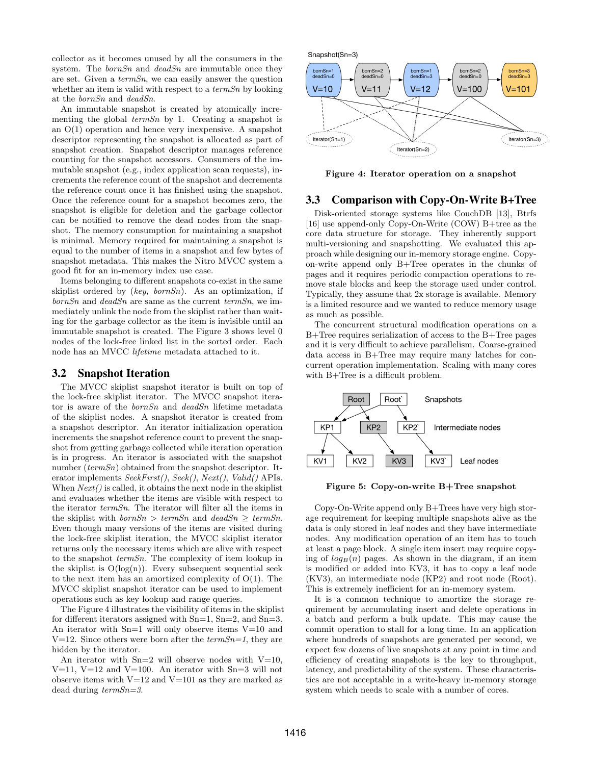collector as it becomes unused by all the consumers in the system. The *bornSn* and *deadSn* are immutable once they are set. Given a *termSn*, we can easily answer the question whether an item is valid with respect to a *termSn* by looking at the *bornSn* and *deadSn*.

An immutable snapshot is created by atomically incrementing the global *termSn* by 1. Creating a snapshot is an O(1) operation and hence very inexpensive. A snapshot descriptor representing the snapshot is allocated as part of snapshot creation. Snapshot descriptor manages reference counting for the snapshot accessors. Consumers of the immutable snapshot (e.g., index application scan requests), increments the reference count of the snapshot and decrements the reference count once it has finished using the snapshot. Once the reference count for a snapshot becomes zero, the snapshot is eligible for deletion and the garbage collector can be notified to remove the dead nodes from the snapshot. The memory consumption for maintaining a snapshot is minimal. Memory required for maintaining a snapshot is equal to the number of items in a snapshot and few bytes of snapshot metadata. This makes the Nitro MVCC system a good fit for an in-memory index use case.

Items belonging to different snapshots co-exist in the same skiplist ordered by (*key, bornSn*). As an optimization, if *bornSn* and *deadSn* are same as the current *termSn*, we immediately unlink the node from the skiplist rather than waiting for the garbage collector as the item is invisible until an immutable snapshot is created. The Figure 3 shows level 0 nodes of the lock-free linked list in the sorted order. Each node has an MVCC *lifetime* metadata attached to it.

## 3.2 Snapshot Iteration

The MVCC skiplist snapshot iterator is built on top of the lock-free skiplist iterator. The MVCC snapshot iterator is aware of the *bornSn* and *deadSn* lifetime metadata of the skiplist nodes. A snapshot iterator is created from a snapshot descriptor. An iterator initialization operation increments the snapshot reference count to prevent the snapshot from getting garbage collected while iteration operation is in progress. An iterator is associated with the snapshot number (*termSn*) obtained from the snapshot descriptor. Iterator implements *SeekFirst()*, *Seek()*, *Next()*, *Valid()* APIs. When *Next()* is called, it obtains the next node in the skiplist and evaluates whether the items are visible with respect to the iterator *termSn*. The iterator will filter all the items in the skiplist with $bornSn > termSn$ and $deadSn \geq termSn$. Even though many versions of the items are visited during the lock-free skiplist iteration, the MVCC skiplist iterator returns only the necessary items which are alive with respect to the snapshot *termSn*. The complexity of item lookup in the skiplist is O(log(n)). Every subsequent sequential seek to the next item has an amortized complexity of O(1). The MVCC skiplist snapshot iterator can be used to implement operations such as key lookup and range queries.

The Figure 4 illustrates the visibility of items in the skiplist for different iterators assigned with Sn=1, Sn=2, and Sn=3. An iterator with Sn=1 will only observe items V=10 and V=12. Since others were born after the *termSn=1*, they are hidden by the iterator.

An iterator with Sn=2 will observe nodes with V=10, V=11, V=12 and V=100. An iterator with Sn=3 will not observe items with V=12 and V=101 as they are marked as dead during *termSn=3*.

**Figure 4: Iterator operation on a snapshot**

## 3.3 Comparison with Copy-On-Write B+Tree

Disk-oriented storage systems like CouchDB [13], Btrfs [16] use append-only Copy-On-Write (COW) B+tree as the core data structure for storage. They inherently support multi-versioning and snapshotting. We evaluated this approach while designing our in-memory storage engine. Copy-on-write append only B+Tree operates in the chunks of pages and it requires periodic compaction operations to remove stale blocks and keep the storage used under control. Typically, they assume that 2x storage is available. Memory is a limited resource and we wanted to reduce memory usage as much as possible.

The concurrent structural modification operations on a B+Tree requires serialization of access to the B+Tree pages and it is very difficult to achieve parallelism. Coarse-grained data access in B+Tree may require many latches for concurrent operation implementation. Scaling with many cores with B+Tree is a difficult problem.

**Figure 5: Copy-on-write B+Tree snapshot**

Copy-On-Write append only B+Trees have very high storage requirement for keeping multiple snapshots alive as the data is only stored in leaf nodes and they have intermediate nodes. Any modification operation of an item has to touch at least a page block. A single item insert may require copying of $log_B(n)$ pages. As shown in the diagram, if an item is modified or added into KV3, it has to copy a leaf node (KV3), an intermediate node (KP2) and root node (Root). This is extremely inefficient for an in-memory system.

It is a common technique to amortize the storage requirement by accumulating insert and delete operations in a batch and perform a bulk update. This may cause the commit operation to stall for a long time. In an application where hundreds of snapshots are generated per second, we expect few dozens of live snapshots at any point in time and efficiency of creating snapshots is the key to throughput, latency, and predictability of the system. These characteristics are not acceptable in a write-heavy in-memory storage system which needs to scale with a number of cores.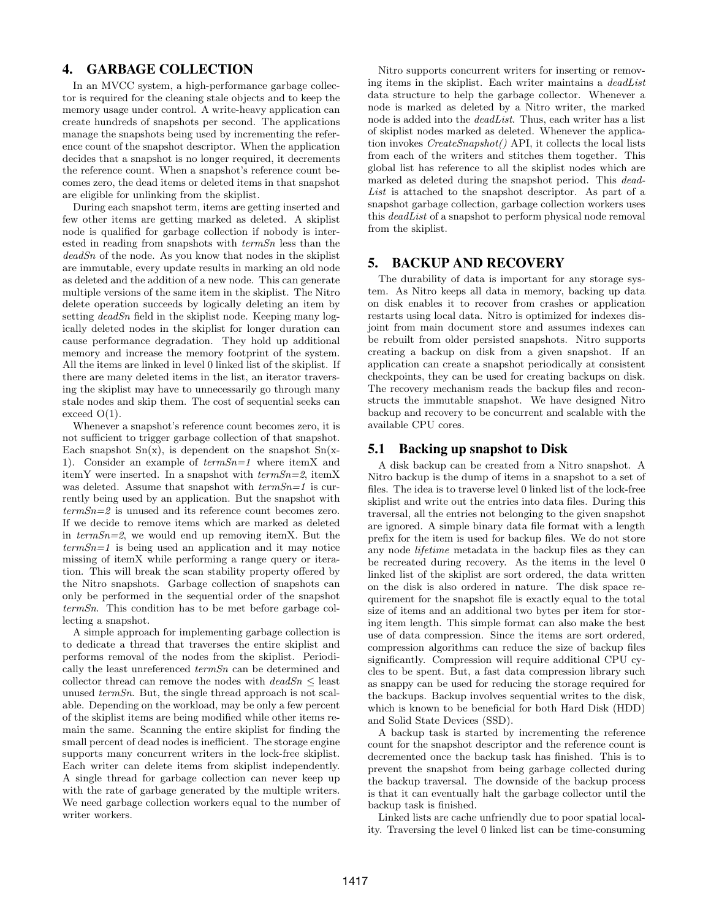## 4. GARBAGE COLLECTION

In an MVCC system, a high-performance garbage collector is required for the cleaning stale objects and to keep the memory usage under control. A write-heavy application can create hundreds of snapshots per second. The applications manage the snapshots being used by incrementing the reference count of the snapshot descriptor. When the application decides that a snapshot is no longer required, it decrements the reference count. When a snapshot's reference count becomes zero, the dead items or deleted items in that snapshot are eligible for unlinking from the skiplist.

During each snapshot term, items are getting inserted and few other items are getting marked as deleted. A skiplist node is qualified for garbage collection if nobody is interested in reading from snapshots with *termSn* less than the *deadSn* of the node. As you know that nodes in the skiplist are immutable, every update results in marking an old node as deleted and the addition of a new node. This can generate multiple versions of the same item in the skiplist. The Nitro delete operation succeeds by logically deleting an item by setting *deadSn* field in the skiplist node. Keeping many logically deleted nodes in the skiplist for longer duration can cause performance degradation. They hold up additional memory and increase the memory footprint of the system. All the items are linked in level 0 linked list of the skiplist. If there are many deleted items in the list, an iterator traversing the skiplist may have to unnecessarily go through many stale nodes and skip them. The cost of sequential seeks can exceed O(1).

Whenever a snapshot's reference count becomes zero, it is not sufficient to trigger garbage collection of that snapshot. Each snapshot Sn(x), is dependent on the snapshot Sn(x-1). Consider an example of *termSn=1* where itemX and itemY were inserted. In a snapshot with *termSn=2*, itemX was deleted. Assume that snapshot with *termSn=1* is currently being used by an application. But the snapshot with *termSn=2* is unused and its reference count becomes zero. If we decide to remove items which are marked as deleted in *termSn=2*, we would end up removing itemX. But the *termSn=1* is being used an application and it may notice missing of itemX while performing a range query or iteration. This will break the scan stability property offered by the Nitro snapshots. Garbage collection of snapshots can only be performed in the sequential order of the snapshot *termSn*. This condition has to be met before garbage collecting a snapshot.

A simple approach for implementing garbage collection is to dedicate a thread that traverses the entire skiplist and performs removal of the nodes from the skiplist. Periodically the least unreferenced *termSn* can be determined and collector thread can remove the nodes with *deadSn* ≤ least unused *termSn*. But, the single thread approach is not scalable. Depending on the workload, may be only a few percent of the skiplist items are being modified while other items remain the same. Scanning the entire skiplist for finding the small percent of dead nodes is inefficient. The storage engine supports many concurrent writers in the lock-free skiplist. Each writer can delete items from skiplist independently. A single thread for garbage collection can never keep up with the rate of garbage generated by the multiple writers. We need garbage collection workers equal to the number of writer workers.

Nitro supports concurrent writers for inserting or removing items in the skiplist. Each writer maintains a *deadList* data structure to help the garbage collector. Whenever a node is marked as deleted by a Nitro writer, the marked node is added into the *deadList*. Thus, each writer has a list of skiplist nodes marked as deleted. Whenever the application invokes *CreateSnapshot()* API, it collects the local lists from each of the writers and stitches them together. This global list has reference to all the skiplist nodes which are marked as deleted during the snapshot period. This *deadList* is attached to the snapshot descriptor. As part of a snapshot garbage collection, garbage collection workers uses this *deadList* of a snapshot to perform physical node removal from the skiplist.

## 5. BACKUP AND RECOVERY

The durability of data is important for any storage system. As Nitro keeps all data in memory, backing up data on disk enables it to recover from crashes or application restarts using local data. Nitro is optimized for indexes disjoint from main document store and assumes indexes can be rebuilt from older persisted snapshots. Nitro supports creating a backup on disk from a given snapshot. If an application can create a snapshot periodically at consistent checkpoints, they can be used for creating backups on disk. The recovery mechanism reads the backup files and reconstructs the immutable snapshot. We have designed Nitro backup and recovery to be concurrent and scalable with the available CPU cores.

### 5.1 Backing up snapshot to Disk

A disk backup can be created from a Nitro snapshot. A Nitro backup is the dump of items in a snapshot to a set of files. The idea is to traverse level 0 linked list of the lock-free skiplist and write out the entries into data files. During this traversal, all the entries not belonging to the given snapshot are ignored. A simple binary data file format with a length prefix for the item is used for backup files. We do not store any node *lifetime* metadata in the backup files as they can be recreated during recovery. As the items in the level 0 linked list of the skiplist are sort ordered, the data written on the disk is also ordered in nature. The disk space requirement for the snapshot file is exactly equal to the total size of items and an additional two bytes per item for storing item length. This simple format can also make the best use of data compression. Since the items are sort ordered, compression algorithms can reduce the size of backup files significantly. Compression will require additional CPU cycles to be spent. But, a fast data compression library such as snappy can be used for reducing the storage required for the backups. Backup involves sequential writes to the disk, which is known to be beneficial for both Hard Disk (HDD) and Solid State Devices (SSD).

A backup task is started by incrementing the reference count for the snapshot descriptor and the reference count is decremented once the backup task has finished. This is to prevent the snapshot from being garbage collected during the backup traversal. The downside of the backup process is that it can eventually halt the garbage collector until the backup task is finished.

Linked lists are cache unfriendly due to poor spatial locality. Traversing the level 0 linked list can be time-consuming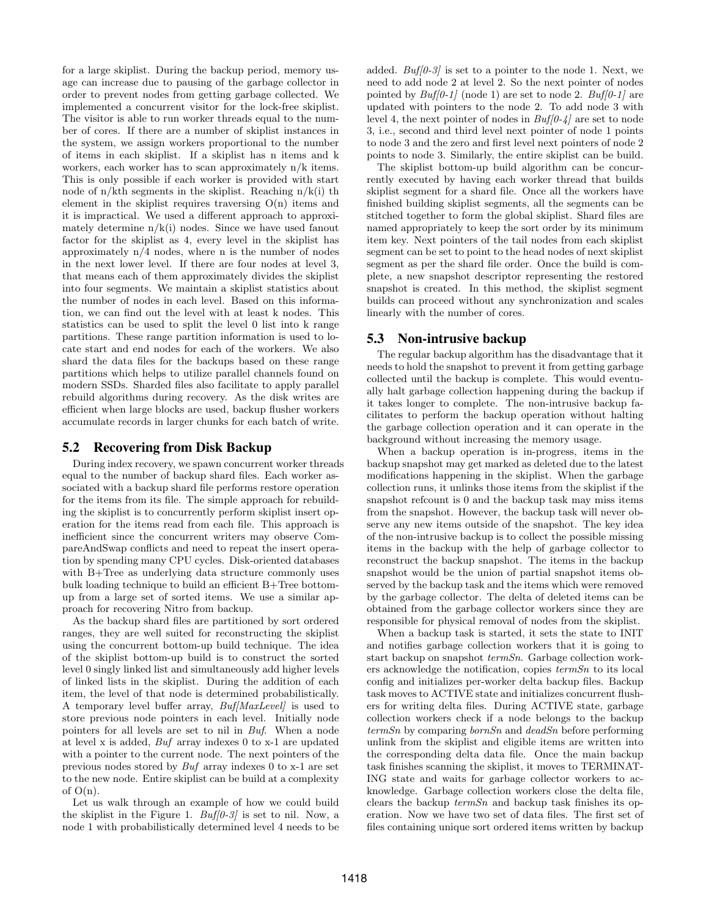for a large skiplist. During the backup period, memory usage can increase due to pausing of the garbage collector in order to prevent nodes from getting garbage collected. We implemented a concurrent visitor for the lock-free skiplist. The visitor is able to run worker threads equal to the number of cores. If there are a number of skiplist instances in the system, we assign workers proportional to the number of items in each skiplist. If a skiplist has n items and k workers, each worker has to scan approximately n/k items. This is only possible if each worker is provided with start node of n/kth segments in the skiplist. Reaching n/k(i) th element in the skiplist requires traversing O(n) items and it is impractical. We used a different approach to approximately determine n/k(i) nodes. Since we have used fanout factor for the skiplist as 4, every level in the skiplist has approximately n/4 nodes, where n is the number of nodes in the next lower level. If there are four nodes at level 3, that means each of them approximately divides the skiplist into four segments. We maintain a skiplist statistics about the number of nodes in each level. Based on this information, we can find out the level with at least k nodes. This statistics can be used to split the level 0 list into k range partitions. These range partition information is used to locate start and end nodes for each of the workers. We also shard the data files for the backups based on these range partitions which helps to utilize parallel channels found on modern SSDs. Sharded files also facilitate to apply parallel rebuild algorithms during recovery. As the disk writes are efficient when large blocks are used, backup flusher workers accumulate records in larger chunks for each batch of write.

## 5.2 Recovering from Disk Backup

During index recovery, we spawn concurrent worker threads equal to the number of backup shard files. Each worker associated with a backup shard file performs restore operation for the items from its file. The simple approach for rebuilding the skiplist is to concurrently perform skiplist insert operation for the items read from each file. This approach is inefficient since the concurrent writers may observe CompareAndSwap conflicts and need to repeat the insert operation by spending many CPU cycles. Disk-oriented databases with B+Tree as underlying data structure commonly uses bulk loading technique to build an efficient B+Tree bottom-up from a large set of sorted items. We use a similar approach for recovering Nitro from backup.

As the backup shard files are partitioned by sort ordered ranges, they are well suited for reconstructing the skiplist using the concurrent bottom-up build technique. The idea of the skiplist bottom-up build is to construct the sorted level 0 singly linked list and simultaneously add higher levels of linked lists in the skiplist. During the addition of each item, the level of that node is determined probabilistically. A temporary level buffer array, *Buf[MaxLevel]* is used to store previous node pointers in each level. Initially node pointers for all levels are set to nil in *Buf*. When a node at level x is added, *Buf* array indexes 0 to x-1 are updated with a pointer to the current node. The next pointers of the previous nodes stored by *Buf* array indexes 0 to x-1 are set to the new node. Entire skiplist can be build at a complexity of O(n).

Let us walk through an example of how we could build the skiplist in the Figure 1. *Buf[0-3]* is set to nil. Now, a node 1 with probabilistically determined level 4 needs to be added. *Buf[0-3]* is set to a pointer to the node 1. Next, we need to add node 2 at level 2. So the next pointer of nodes pointed by *Buf[0-1]* (node 1) are set to node 2. *Buf[0-1]* are updated with pointers to the node 2. To add node 3 with level 4, the next pointer of nodes in *Buf[0-4]* are set to node 3, i.e., second and third level next pointer of node 1 points to node 3 and the zero and first level next pointers of node 2 points to node 3. Similarly, the entire skiplist can be build.

The skiplist bottom-up build algorithm can be concurrently executed by having each worker thread that builds skiplist segment for a shard file. Once all the workers have finished building skiplist segments, all the segments can be stitched together to form the global skiplist. Shard files are named appropriately to keep the sort order by its minimum item key. Next pointers of the tail nodes from each skiplist segment can be set to point to the head nodes of next skiplist segment as per the shard file order. Once the build is complete, a new snapshot descriptor representing the restored snapshot is created. In this method, the skiplist segment builds can proceed without any synchronization and scales linearly with the number of cores.

## 5.3 Non-intrusive backup

The regular backup algorithm has the disadvantage that it needs to hold the snapshot to prevent it from getting garbage collected until the backup is complete. This would eventually halt garbage collection happening during the backup if it takes longer to complete. The non-intrusive backup facilitates to perform the backup operation without halting the garbage collection operation and it can operate in the background without increasing the memory usage.

When a backup operation is in-progress, items in the backup snapshot may get marked as deleted due to the latest modifications happening in the skiplist. When the garbage collection runs, it unlinks those items from the skiplist if the snapshot refcount is 0 and the backup task may miss items from the snapshot. However, the backup task will never observe any new items outside of the snapshot. The key idea of the non-intrusive backup is to collect the possible missing items in the backup with the help of garbage collector to reconstruct the backup snapshot. The items in the backup snapshot would be the union of partial snapshot items observed by the backup task and the items which were removed by the garbage collector. The delta of deleted items can be obtained from the garbage collector workers since they are responsible for physical removal of nodes from the skiplist.

When a backup task is started, it sets the state to INIT and notifies garbage collection workers that it is going to start backup on snapshot *termSn*. Garbage collection workers acknowledge the notification, copies *termSn* to its local config and initializes per-worker delta backup files. Backup task moves to ACTIVE state and initializes concurrent flushers for writing delta files. During ACTIVE state, garbage collection workers check if a node belongs to the backup *termSn* by comparing *bornSn* and *deadSn* before performing unlink from the skiplist and eligible items are written into the corresponding delta data file. Once the main backup task finishes scanning the skiplist, it moves to TERMINATING state and waits for garbage collector workers to acknowledge. Garbage collection workers close the delta file, clears the backup *termSn* and backup task finishes its operation. Now we have two set of data files. The first set of files containing unique sort ordered items written by backup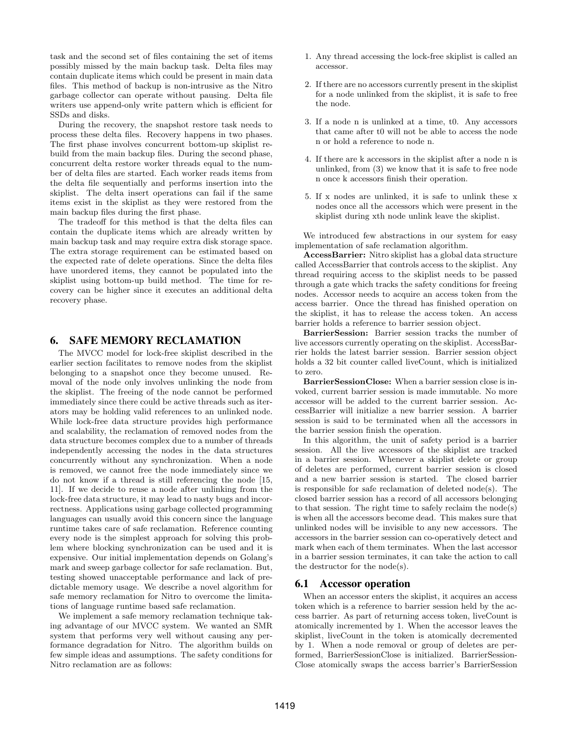task and the second set of files containing the set of items possibly missed by the main backup task. Delta files may contain duplicate items which could be present in main data files. This method of backup is non-intrusive as the Nitro garbage collector can operate without pausing. Delta file writers use append-only write pattern which is efficient for SSDs and disks.

During the recovery, the snapshot restore task needs to process these delta files. Recovery happens in two phases. The first phase involves concurrent bottom-up skiplist rebuild from the main backup files. During the second phase, concurrent delta restore worker threads equal to the number of delta files are started. Each worker reads items from the delta file sequentially and performs insertion into the skiplist. The delta insert operations can fail if the same items exist in the skiplist as they were restored from the main backup files during the first phase.

The tradeoff for this method is that the delta files can contain the duplicate items which are already written by main backup task and may require extra disk storage space. The extra storage requirement can be estimated based on the expected rate of delete operations. Since the delta files have unordered items, they cannot be populated into the skiplist using bottom-up build method. The time for recovery can be higher since it executes an additional delta recovery phase.

## 6. SAFE MEMORY RECLAMATION

The MVCC model for lock-free skiplist described in the earlier section facilitates to remove nodes from the skiplist belonging to a snapshot once they become unused. Removal of the node only involves unlinking the node from the skiplist. The freeing of the node cannot be performed immediately since there could be active threads such as iterators may be holding valid references to an unlinked node. While lock-free data structure provides high performance and scalability, the reclamation of removed nodes from the data structure becomes complex due to a number of threads independently accessing the nodes in the data structures concurrently without any synchronization. When a node is removed, we cannot free the node immediately since we do not know if a thread is still referencing the node [15, 11]. If we decide to reuse a node after unlinking from the lock-free data structure, it may lead to nasty bugs and incorrectness. Applications using garbage collected programming languages can usually avoid this concern since the language runtime takes care of safe reclamation. Reference counting every node is the simplest approach for solving this problem where blocking synchronization can be used and it is expensive. Our initial implementation depends on Golang's mark and sweep garbage collector for safe reclamation. But, testing showed unacceptable performance and lack of predictable memory usage. We describe a novel algorithm for safe memory reclamation for Nitro to overcome the limitations of language runtime based safe reclamation.

We implement a safe memory reclamation technique taking advantage of our MVCC system. We wanted an SMR system that performs very well without causing any performance degradation for Nitro. The algorithm builds on few simple ideas and assumptions. The safety conditions for Nitro reclamation are as follows:

1. Any thread accessing the lock-free skiplist is called an accessor.
2. If there are no accessors currently present in the skiplist for a node unlinked from the skiplist, it is safe to free the node.
3. If a node n is unlinked at a time, t0. Any accessors that came after t0 will not be able to access the node n or hold a reference to node n.
4. If there are k accessors in the skiplist after a node n is unlinked, from (3) we know that it is safe to free node n once k accessors finish their operation.
5. If x nodes are unlinked, it is safe to unlink these x nodes once all the accessors which were present in the skiplist during xth node unlink leave the skiplist.

We introduced few abstractions in our system for easy implementation of safe reclamation algorithm.

**AccessBarrier:** Nitro skiplist has a global data structure called AccessBarrier that controls access to the skiplist. Any thread requiring access to the skiplist needs to be passed through a gate which tracks the safety conditions for freeing nodes. Accessor needs to acquire an access token from the access barrier. Once the thread has finished operation on the skiplist, it has to release the access token. An access barrier holds a reference to barrier session object.

**BarrierSession:** Barrier session tracks the number of live accessors currently operating on the skiplist. AccessBarrier holds the latest barrier session. Barrier session object holds a 32 bit counter called liveCount, which is initialized to zero.

**BarrierSessionClose:** When a barrier session close is invoked, current barrier session is made immutable. No more accessor will be added to the current barrier session. AccessBarrier will initialize a new barrier session. A barrier session is said to be terminated when all the accessors in the barrier session finish the operation.

In this algorithm, the unit of safety period is a barrier session. All the live accessors of the skiplist are tracked in a barrier session. Whenever a skiplist delete or group of deletes are performed, current barrier session is closed and a new barrier session is started. The closed barrier is responsible for safe reclamation of deleted node(s). The closed barrier session has a record of all accessors belonging to that session. The right time to safely reclaim the node(s) is when all the accessors become dead. This makes sure that unlinked nodes will be invisible to any new accessors. The accessors in the barrier session can co-operatively detect and mark when each of them terminates. When the last accessor in a barrier session terminates, it can take the action to call the destructor for the node(s).

### 6.1 Accessor operation

When an accessor enters the skiplist, it acquires an access token which is a reference to barrier session held by the access barrier. As part of returning access token, liveCount is atomically incremented by 1. When the accessor leaves the skiplist, liveCount in the token is atomically decremented by 1. When a node removal or group of deletes are performed, BarrierSessionClose is initialized. BarrierSessionClose atomically swaps the access barrier's BarrierSession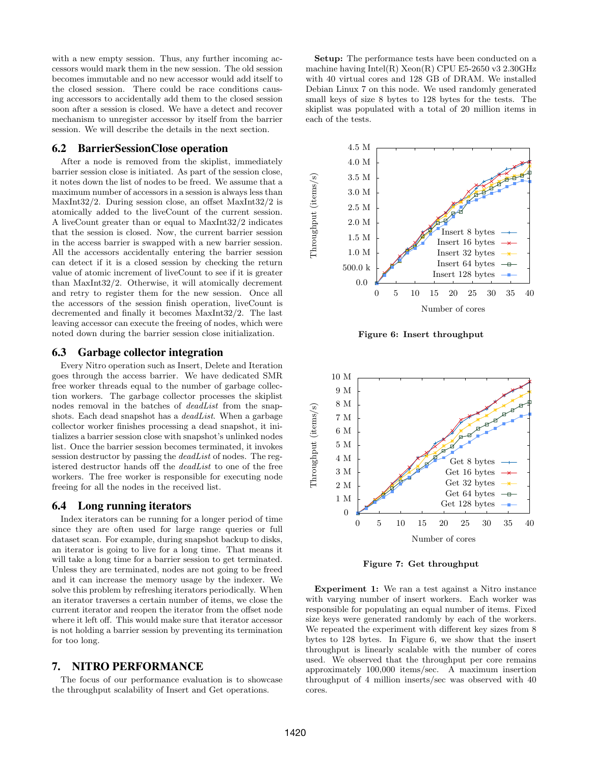with a new empty session. Thus, any further incoming accessors would mark them in the new session. The old session becomes immutable and no new accessor would add itself to the closed session. There could be race conditions causing accessors to accidentally add them to the closed session soon after a session is closed. We have a detect and recover mechanism to unregister accessor by itself from the barrier session. We will describe the details in the next section.

### 6.2 BarrierSessionClose operation

After a node is removed from the skiplist, immediately barrier session close is initiated. As part of the session close, it notes down the list of nodes to be freed. We assume that a maximum number of accessors in a session is always less than MaxInt32/2. During session close, an offset MaxInt32/2 is atomically added to the liveCount of the current session. A liveCount greater than or equal to MaxInt32/2 indicates that the session is closed. Now, the current barrier session in the access barrier is swapped with a new barrier session. All the accessors accidentally entering the barrier session can detect if it is a closed session by checking the return value of atomic increment of liveCount to see if it is greater than MaxInt32/2. Otherwise, it will atomically decrement and retry to register them for the new session. Once all the accessors of the session finish operation, liveCount is decremented and finally it becomes MaxInt32/2. The last leaving accessor can execute the freeing of nodes, which were noted down during the barrier session close initialization.

### 6.3 Garbage collector integration

Every Nitro operation such as Insert, Delete and Iteration goes through the access barrier. We have dedicated SMR free worker threads equal to the number of garbage collection workers. The garbage collector processes the skiplist nodes removal in the batches of *deadList* from the snapshots. Each dead snapshot has a *deadList*. When a garbage collector worker finishes processing a dead snapshot, it initializes a barrier session close with snapshot's unlinked nodes list. Once the barrier session becomes terminated, it invokes session destructor by passing the *deadList* of nodes. The registered destructor hands off the *deadList* to one of the free workers. The free worker is responsible for executing node freeing for all the nodes in the received list.

### 6.4 Long running iterators

Index iterators can be running for a longer period of time since they are often used for large range queries or full dataset scan. For example, during snapshot backup to disks, an iterator is going to live for a long time. That means it will take a long time for a barrier session to get terminated. Unless they are terminated, nodes are not going to be freed and it can increase the memory usage by the indexer. We solve this problem by refreshing iterators periodically. When an iterator traverses a certain number of items, we close the current iterator and reopen the iterator from the offset node where it left off. This would make sure that iterator accessor is not holding a barrier session by preventing its termination for too long.

## 7. NITRO PERFORMANCE

The focus of our performance evaluation is to showcase the throughput scalability of Insert and Get operations.

**Setup:** The performance tests have been conducted on a machine having Intel(R) Xeon(R) CPU E5-2650 v3 2.30GHz with 40 virtual cores and 128 GB of DRAM. We installed Debian Linux 7 on this node. We used randomly generated small keys of size 8 bytes to 128 bytes for the tests. The skiplist was populated with a total of 20 million items in each of the tests.

Throughput (items/s)
4.5 M
4.0 M
3.5 M
3.0 M
2.5 M
2.0 M
1.5 M
1.0 M
500.0 k
0.0
0 5 10 15 20 25 30 35 40
Number of cores
Insert 8 bytes
Insert 16 bytes
Insert 32 bytes
Insert 64 bytes
Insert 128 bytes

**Figure 6: Insert throughput**

Throughput (items/s)
10 M
9 M
8 M
7 M
6 M
5 M
4 M
3 M
2 M
1 M
0
0 5 10 15 20 25 30 35 40
Number of cores
Get 8 bytes
Get 16 bytes
Get 32 bytes
Get 64 bytes
Get 128 bytes

**Figure 7: Get throughput**

**Experiment 1:** We ran a test against a Nitro instance with varying number of insert workers. Each worker was responsible for populating an equal number of items. Fixed size keys were generated randomly by each of the workers. We repeated the experiment with different key sizes from 8 bytes to 128 bytes. In Figure 6, we show that the insert throughput is linearly scalable with the number of cores used. We observed that the throughput per core remains approximately 100,000 items/sec. A maximum insertion throughput of 4 million inserts/sec was observed with 40 cores.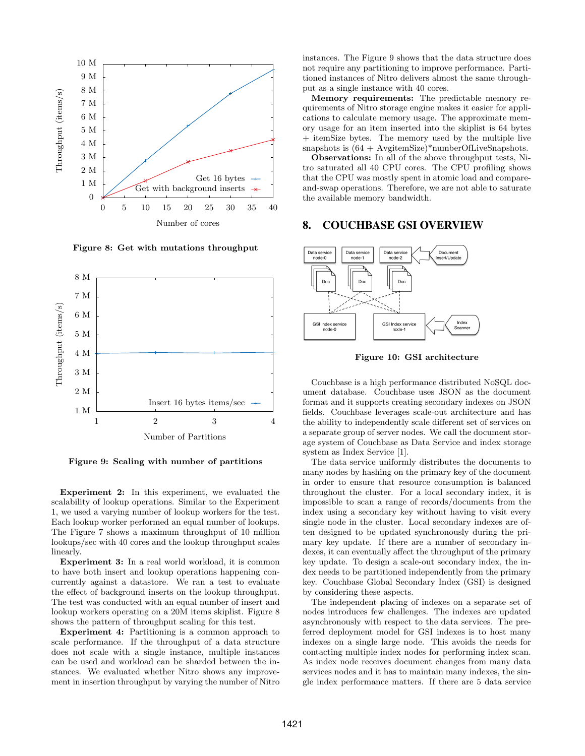Figure 8: Get with mutations throughput

Figure 9: Scaling with number of partitions

**Experiment 2:** In this experiment, we evaluated the scalability of lookup operations. Similar to the Experiment 1, we used a varying number of lookup workers for the test. Each lookup worker performed an equal number of lookups. The Figure 7 shows a maximum throughput of 10 million lookups/sec with 40 cores and the lookup throughput scales linearly.

**Experiment 3:** In a real world workload, it is common to have both insert and lookup operations happening concurrently against a datastore. We ran a test to evaluate the effect of background inserts on the lookup throughput. The test was conducted with an equal number of insert and lookup workers operating on a 20M items skiplist. Figure 8 shows the pattern of throughput scaling for this test.

**Experiment 4:** Partitioning is a common approach to scale performance. If the throughput of a data structure does not scale with a single instance, multiple instances can be used and workload can be sharded between the instances. We evaluated whether Nitro shows any improvement in insertion throughput by varying the number of Nitro instances. The Figure 9 shows that the data structure does not require any partitioning to improve performance. Partitioned instances of Nitro delivers almost the same throughput as a single instance with 40 cores.

**Memory requirements:** The predictable memory requirements of Nitro storage engine makes it easier for applications to calculate memory usage. The approximate memory usage for an item inserted into the skiplist is 64 bytes + itemSize bytes. The memory used by the multiple live snapshots is (64 + AvgitemSize)*numberOfLiveSnapshots.

**Observations:** In all of the above throughput tests, Nitro saturated all 40 CPU cores. The CPU profiling shows that the CPU was mostly spent in atomic load and compare-and-swap operations. Therefore, we are not able to saturate the available memory bandwidth.

## 8. COUCHBASE GSI OVERVIEW

Figure 10: GSI architecture

Couchbase is a high performance distributed NoSQL document database. Couchbase uses JSON as the document format and it supports creating secondary indexes on JSON fields. Couchbase leverages scale-out architecture and has the ability to independently scale different set of services on a separate group of server nodes. We call the document storage system of Couchbase as Data Service and index storage system as Index Service [1].

The data service uniformly distributes the documents to many nodes by hashing on the primary key of the document in order to ensure that resource consumption is balanced throughout the cluster. For a local secondary index, it is impossible to scan a range of records/documents from the index using a secondary key without having to visit every single node in the cluster. Local secondary indexes are often designed to be updated synchronously during the primary key update. If there are a number of secondary indexes, it can eventually affect the throughput of the primary key update. To design a scale-out secondary index, the index needs to be partitioned independently from the primary key. Couchbase Global Secondary Index (GSI) is designed by considering these aspects.

The independent placing of indexes on a separate set of nodes introduces few challenges. The indexes are updated asynchronously with respect to the data services. The preferred deployment model for GSI indexes is to host many indexes on a single large node. This avoids the needs for contacting multiple index nodes for performing index scan. As index node receives document changes from many data services nodes and it has to maintain many indexes, the single index performance matters. If there are 5 data service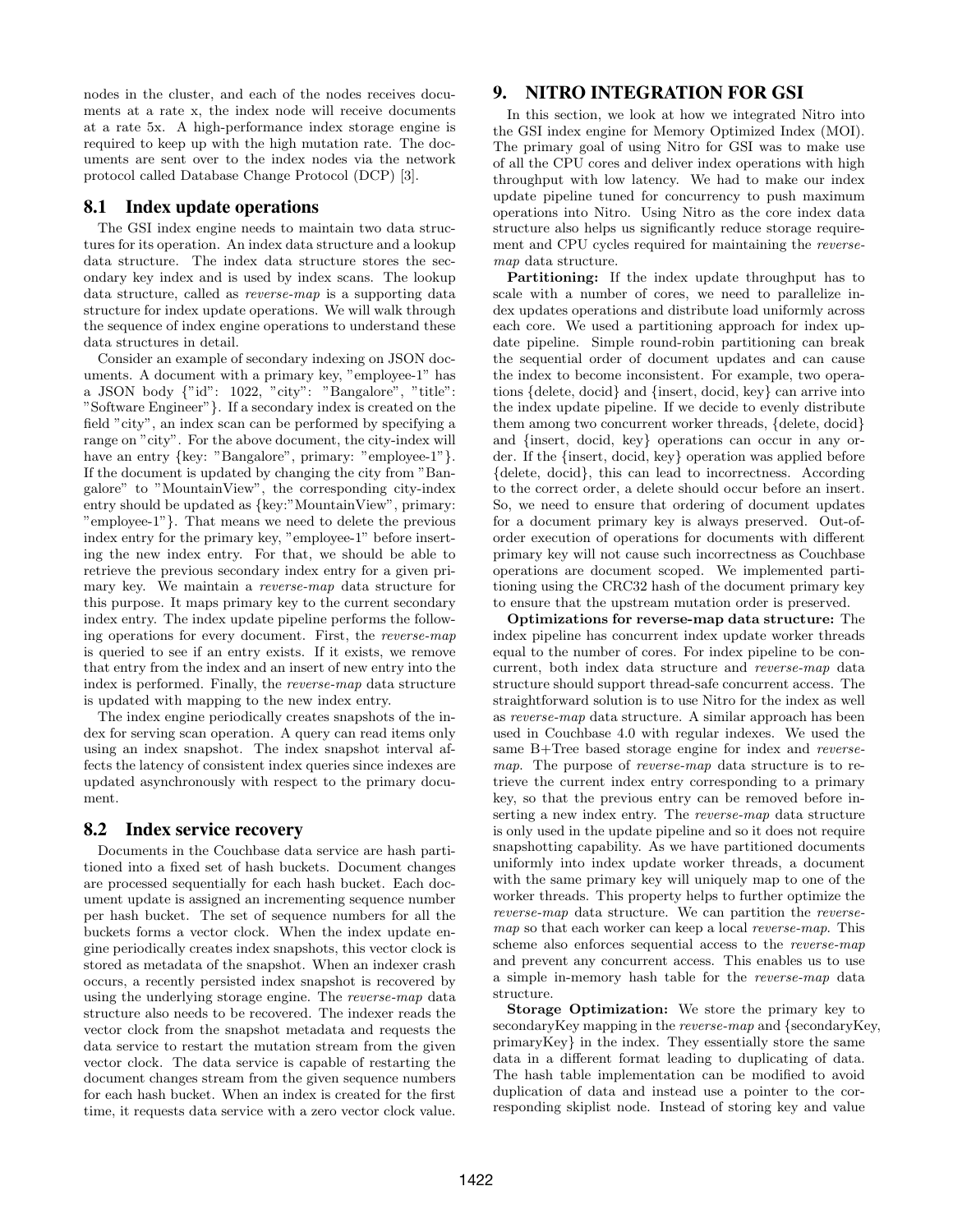nodes in the cluster, and each of the nodes receives documents at a rate x, the index node will receive documents at a rate 5x. A high-performance index storage engine is required to keep up with the high mutation rate. The documents are sent over to the index nodes via the network protocol called Database Change Protocol (DCP) [3].

## 8.1 Index update operations

The GSI index engine needs to maintain two data structures for its operation. An index data structure and a lookup data structure. The index data structure stores the secondary key index and is used by index scans. The lookup data structure, called as *reverse-map* is a supporting data structure for index update operations. We will walk through the sequence of index engine operations to understand these data structures in detail.

Consider an example of secondary indexing on JSON documents. A document with a primary key, "employee-1" has a JSON body {"id": 1022, "city": "Bangalore", "title": "Software Engineer"}. If a secondary index is created on the field "city", an index scan can be performed by specifying a range on "city". For the above document, the city-index will have an entry {key: "Bangalore", primary: "employee-1"}. If the document is updated by changing the city from "Bangalore" to "MountainView", the corresponding city-index entry should be updated as {key:"MountainView", primary: "employee-1"}. That means we need to delete the previous index entry for the primary key, "employee-1" before inserting the new index entry. For that, we should be able to retrieve the previous secondary index entry for a given primary key. We maintain a *reverse-map* data structure for this purpose. It maps primary key to the current secondary index entry. The index update pipeline performs the following operations for every document. First, the *reverse-map* is queried to see if an entry exists. If it exists, we remove that entry from the index and an insert of new entry into the index is performed. Finally, the *reverse-map* data structure is updated with mapping to the new index entry.

The index engine periodically creates snapshots of the index for serving scan operation. A query can read items only using an index snapshot. The index snapshot interval affects the latency of consistent index queries since indexes are updated asynchronously with respect to the primary document.

## 8.2 Index service recovery

Documents in the Couchbase data service are hash partitioned into a fixed set of hash buckets. Document changes are processed sequentially for each hash bucket. Each document update is assigned an incrementing sequence number per hash bucket. The set of sequence numbers for all the buckets forms a vector clock. When the index update engine periodically creates index snapshots, this vector clock is stored as metadata of the snapshot. When an indexer crash occurs, a recently persisted index snapshot is recovered by using the underlying storage engine. The *reverse-map* data structure also needs to be recovered. The indexer reads the vector clock from the snapshot metadata and requests the data service to restart the mutation stream from the given vector clock. The data service is capable of restarting the document changes stream from the given sequence numbers for each hash bucket. When an index is created for the first time, it requests data service with a zero vector clock value.

# 9. NITRO INTEGRATION FOR GSI

In this section, we look at how we integrated Nitro into the GSI index engine for Memory Optimized Index (MOI). The primary goal of using Nitro for GSI was to make use of all the CPU cores and deliver index operations with high throughput with low latency. We had to make our index update pipeline tuned for concurrency to push maximum operations into Nitro. Using Nitro as the core index data structure also helps us significantly reduce storage requirement and CPU cycles required for maintaining the *reverse-map* data structure.

**Partitioning:** If the index update throughput has to scale with a number of cores, we need to parallelize index updates operations and distribute load uniformly across each core. We used a partitioning approach for index update pipeline. Simple round-robin partitioning can break the sequential order of document updates and can cause the index to become inconsistent. For example, two operations {delete, docid} and {insert, docid, key} can arrive into the index update pipeline. If we decide to evenly distribute them among two concurrent worker threads, {delete, docid} and {insert, docid, key} operations can occur in any order. If the {insert, docid, key} operation was applied before {delete, docid}, this can lead to incorrectness. According to the correct order, a delete should occur before an insert. So, we need to ensure that ordering of document updates for a document primary key is always preserved. Out-of-order execution of operations for documents with different primary key will not cause such incorrectness as Couchbase operations are document scoped. We implemented partitioning using the CRC32 hash of the document primary key to ensure that the upstream mutation order is preserved.

**Optimizations for reverse-map data structure:** The index pipeline has concurrent index update worker threads equal to the number of cores. For index pipeline to be concurrent, both index data structure and *reverse-map* data structure should support thread-safe concurrent access. The straightforward solution is to use Nitro for the index as well as *reverse-map* data structure. A similar approach has been used in Couchbase 4.0 with regular indexes. We used the same B+Tree based storage engine for index and *reverse-map*. The purpose of *reverse-map* data structure is to retrieve the current index entry corresponding to a primary key, so that the previous entry can be removed before inserting a new index entry. The *reverse-map* data structure is only used in the update pipeline and so it does not require snapshotting capability. As we have partitioned documents uniformly into index update worker threads, a document with the same primary key will uniquely map to one of the worker threads. This property helps to further optimize the *reverse-map* data structure. We can partition the *reverse-map* so that each worker can keep a local *reverse-map*. This scheme also enforces sequential access to the *reverse-map* and prevent any concurrent access. This enables us to use a simple in-memory hash table for the *reverse-map* data structure.

**Storage Optimization:** We store the primary key to secondaryKey mapping in the *reverse-map* and {secondaryKey, primaryKey} in the index. They essentially store the same data in a different format leading to duplicating of data. The hash table implementation can be modified to avoid duplication of data and instead use a pointer to the corresponding skiplist node. Instead of storing key and value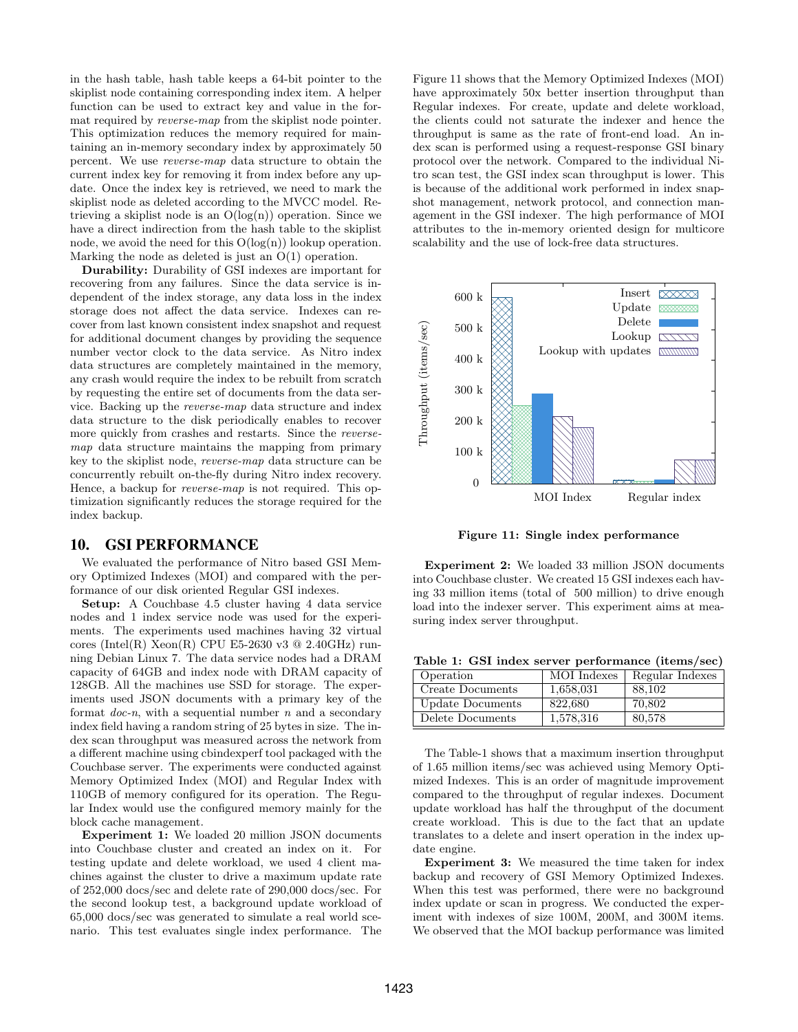in the hash table, hash table keeps a 64-bit pointer to the skiplist node containing corresponding index item. A helper function can be used to extract key and value in the format required by *reverse-map* from the skiplist node pointer. This optimization reduces the memory required for maintaining an in-memory secondary index by approximately 50 percent. We use *reverse-map* data structure to obtain the current index key for removing it from index before any update. Once the index key is retrieved, we need to mark the skiplist node as deleted according to the MVCC model. Retrieving a skiplist node is an $O(\log(n))$ operation. Since we have a direct indirection from the hash table to the skiplist node, we avoid the need for this $O(\log(n))$ lookup operation. Marking the node as deleted is just an $O(1)$ operation.

**Durability:** Durability of GSI indexes are important for recovering from any failures. Since the data service is independent of the index storage, any data loss in the index storage does not affect the data service. Indexes can recover from last known consistent index snapshot and request for additional document changes by providing the sequence number vector clock to the data service. As Nitro index data structures are completely maintained in the memory, any crash would require the index to be rebuilt from scratch by requesting the entire set of documents from the data service. Backing up the *reverse-map* data structure and index data structure to the disk periodically enables to recover more quickly from crashes and restarts. Since the *reverse-map* data structure maintains the mapping from primary key to the skiplist node, *reverse-map* data structure can be concurrently rebuilt on-the-fly during Nitro index recovery. Hence, a backup for *reverse-map* is not required. This optimization significantly reduces the storage required for the index backup.

## 10. GSI PERFORMANCE

We evaluated the performance of Nitro based GSI Memory Optimized Indexes (MOI) and compared with the performance of our disk oriented Regular GSI indexes.

**Setup:** A Couchbase 4.5 cluster having 4 data service nodes and 1 index service node was used for the experiments. The experiments used machines having 32 virtual cores (Intel(R) Xeon(R) CPU E5-2630 v3 @ 2.40GHz) running Debian Linux 7. The data service nodes had a DRAM capacity of 64GB and index node with DRAM capacity of 128GB. All the machines use SSD for storage. The experiments used JSON documents with a primary key of the format *doc-n*, with a sequential number *n* and a secondary index field having a random string of 25 bytes in size. The index scan throughput was measured across the network from a different machine using cbindexperf tool packaged with the Couchbase server. The experiments were conducted against Memory Optimized Index (MOI) and Regular Index with 110GB of memory configured for its operation. The Regular Index would use the configured memory mainly for the block cache management.

**Experiment 1:** We loaded 20 million JSON documents into Couchbase cluster and created an index on it. For testing update and delete workload, we used 4 client machines against the cluster to drive a maximum update rate of 252,000 docs/sec and delete rate of 290,000 docs/sec. For the second lookup test, a background update workload of 65,000 docs/sec was generated to simulate a real world scenario. This test evaluates single index performance. The Figure 11 shows that the Memory Optimized Indexes (MOI) have approximately 50x better insertion throughput than Regular indexes. For create, update and delete workload, the clients could not saturate the indexer and hence the throughput is same as the rate of front-end load. An index scan is performed using a request-response GSI binary protocol over the network. Compared to the individual Nitro scan test, the GSI index scan throughput is lower. This is because of the additional work performed in index snapshot management, network protocol, and connection management in the GSI indexer. The high performance of MOI attributes to the in-memory oriented design for multicore scalability and the use of lock-free data structures.

**Figure 11: Single index performance**

**Experiment 2:** We loaded 33 million JSON documents into Couchbase cluster. We created 15 GSI indexes each having 33 million items (total of 500 million) to drive enough load into the indexer server. This experiment aims at measuring index server throughput.

**Table 1: GSI index server performance (items/sec)**

| Operation | MOI Indexes | Regular Indexes |
|---|---|---|
| Create Documents | 1,658,031 | 88,102 |
| Update Documents | 822,680 | 70,802 |
| Delete Documents | 1,578,316 | 80,578 |

The Table-1 shows that a maximum insertion throughput of 1.65 million items/sec was achieved using Memory Optimized Indexes. This is an order of magnitude improvement compared to the throughput of regular indexes. Document update workload has half the throughput of the document create workload. This is due to the fact that an update translates to a delete and insert operation in the index update engine.

**Experiment 3:** We measured the time taken for index backup and recovery of GSI Memory Optimized Indexes. When this test was performed, there were no background index update or scan in progress. We conducted the experiment with indexes of size 100M, 200M, and 300M items. We observed that the MOI backup performance was limited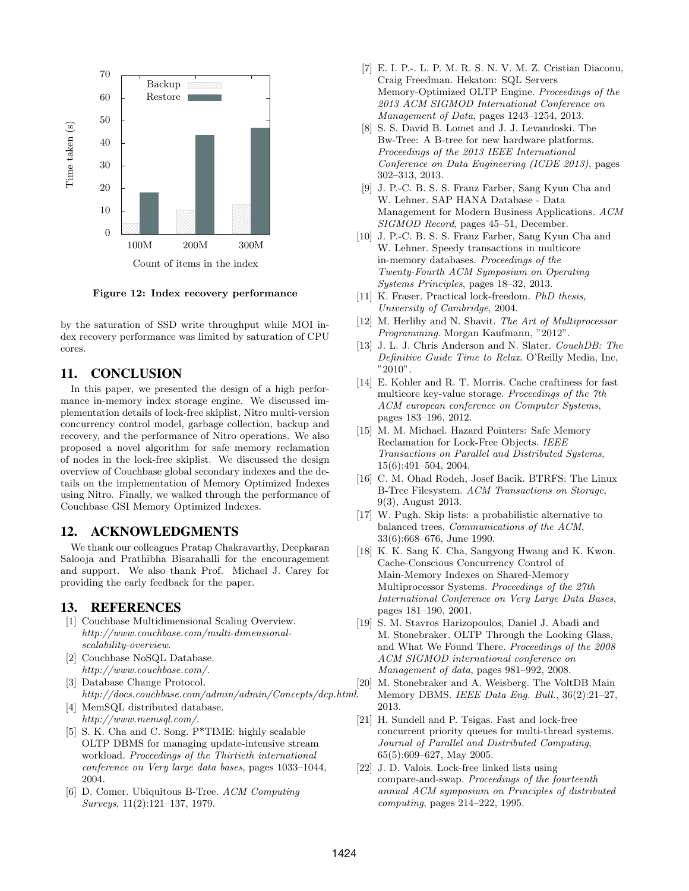70
60
50
40
30
20
10
0

Time taken (s)

Backup
Restore

100M
200M
300M

Count of items in the index

**Figure 12: Index recovery performance**

by the saturation of SSD write throughput while MOI index recovery performance was limited by saturation of CPU cores.

## 11. CONCLUSION

In this paper, we presented the design of a high performance in-memory index storage engine. We discussed implementation details of lock-free skiplist, Nitro multi-version concurrency control model, garbage collection, backup and recovery, and the performance of Nitro operations. We also proposed a novel algorithm for safe memory reclamation of nodes in the lock-free skiplist. We discussed the design overview of Couchbase global secondary indexes and the details on the implementation of Memory Optimized Indexes using Nitro. Finally, we walked through the performance of Couchbase GSI Memory Optimized Indexes.

## 12. ACKNOWLEDGMENTS

We thank our colleagues Pratap Chakravarthy, Deepkaran Salooja and Prathibha Bisarahalli for the encouragement and support. We also thank Prof. Michael J. Carey for providing the early feedback for the paper.

## 13. REFERENCES

[1] Couchbase Multidimensional Scaling Overview. *http://www.couchbase.com/multi-dimensional-scalability-overview*.

[2] Couchbase NoSQL Database. *http://www.couchbase.com/*.

[3] Database Change Protocol. *http://docs.couchbase.com/admin/admin/Concepts/dcp.html*.

[4] MemSQL distributed database. *http://www.memsql.com/*.

[5] S. K. Cha and C. Song. P*TIME: highly scalable OLTP DBMS for managing update-intensive stream workload. *Proceedings of the Thirtieth international conference on Very large data bases*, pages 1033–1044, 2004.

[6] D. Comer. Ubiquitous B-Tree. *ACM Computing Surveys*, 11(2):121–137, 1979.

[7] E. I. P.-. L. P. M. R. S. N. V. M. Z. Cristian Diaconu, Craig Freedman. Hekaton: SQL Servers Memory-Optimized OLTP Engine. *Proceedings of the 2013 ACM SIGMOD International Conference on Management of Data*, pages 1243–1254, 2013.

[8] S. S. David B. Lomet and J. J. Levandoski. The Bw-Tree: A B-tree for new hardware platforms. *Proceedings of the 2013 IEEE International Conference on Data Engineering (ICDE 2013)*, pages 302–313, 2013.

[9] J. P.-C. B. S. S. Franz Farber, Sang Kyun Cha and W. Lehner. SAP HANA Database - Data Management for Modern Business Applications. *ACM SIGMOD Record*, pages 45–51, December.

[10] J. P.-C. B. S. S. Franz Farber, Sang Kyun Cha and W. Lehner. Speedy transactions in multicore in-memory databases. *Proceedings of the Twenty-Fourth ACM Symposium on Operating Systems Principles*, pages 18–32, 2013.

[11] K. Fraser. Practical lock-freedom. *PhD thesis, University of Cambridge*, 2004.

[12] M. Herlihy and N. Shavit. *The Art of Multiprocessor Programming*. Morgan Kaufmann, "2012".

[13] J. L. J. Chris Anderson and N. Slater. *CouchDB: The Definitive Guide Time to Relax*. O'Reilly Media, Inc, "2010".

[14] E. Kohler and R. T. Morris. Cache craftiness for fast multicore key-value storage. *Proceedings of the 7th ACM european conference on Computer Systems*, pages 183–196, 2012.

[15] M. M. Michael. Hazard Pointers: Safe Memory Reclamation for Lock-Free Objects. *IEEE Transactions on Parallel and Distributed Systems*, 15(6):491–504, 2004.

[16] C. M. Ohad Rodeh, Josef Bacik. BTRFS: The Linux B-Tree Filesystem. *ACM Transactions on Storage*, 9(3), August 2013.

[17] W. Pugh. Skip lists: a probabilistic alternative to balanced trees. *Communications of the ACM*, 33(6):668–676, June 1990.

[18] K. K. Sang K. Cha, Sangyong Hwang and K. Kwon. Cache-Conscious Concurrency Control of Main-Memory Indexes on Shared-Memory Multiprocessor Systems. *Proceedings of the 27th International Conference on Very Large Data Bases*, pages 181–190, 2001.

[19] S. M. Stavros Harizopoulos, Daniel J. Abadi and M. Stonebraker. OLTP Through the Looking Glass, and What We Found There. *Proceedings of the 2008 ACM SIGMOD international conference on Management of data*, pages 981–992, 2008.

[20] M. Stonebraker and A. Weisberg. The VoltDB Main Memory DBMS. *IEEE Data Eng. Bull.*, 36(2):21–27, 2013.

[21] H. Sundell and P. Tsigas. Fast and lock-free concurrent priority queues for multi-thread systems. *Journal of Parallel and Distributed Computing*, 65(5):609–627, May 2005.

[22] J. D. Valois. Lock-free linked lists using compare-and-swap. *Proceedings of the fourteenth annual ACM symposium on Principles of distributed computing*, pages 214–222, 1995.